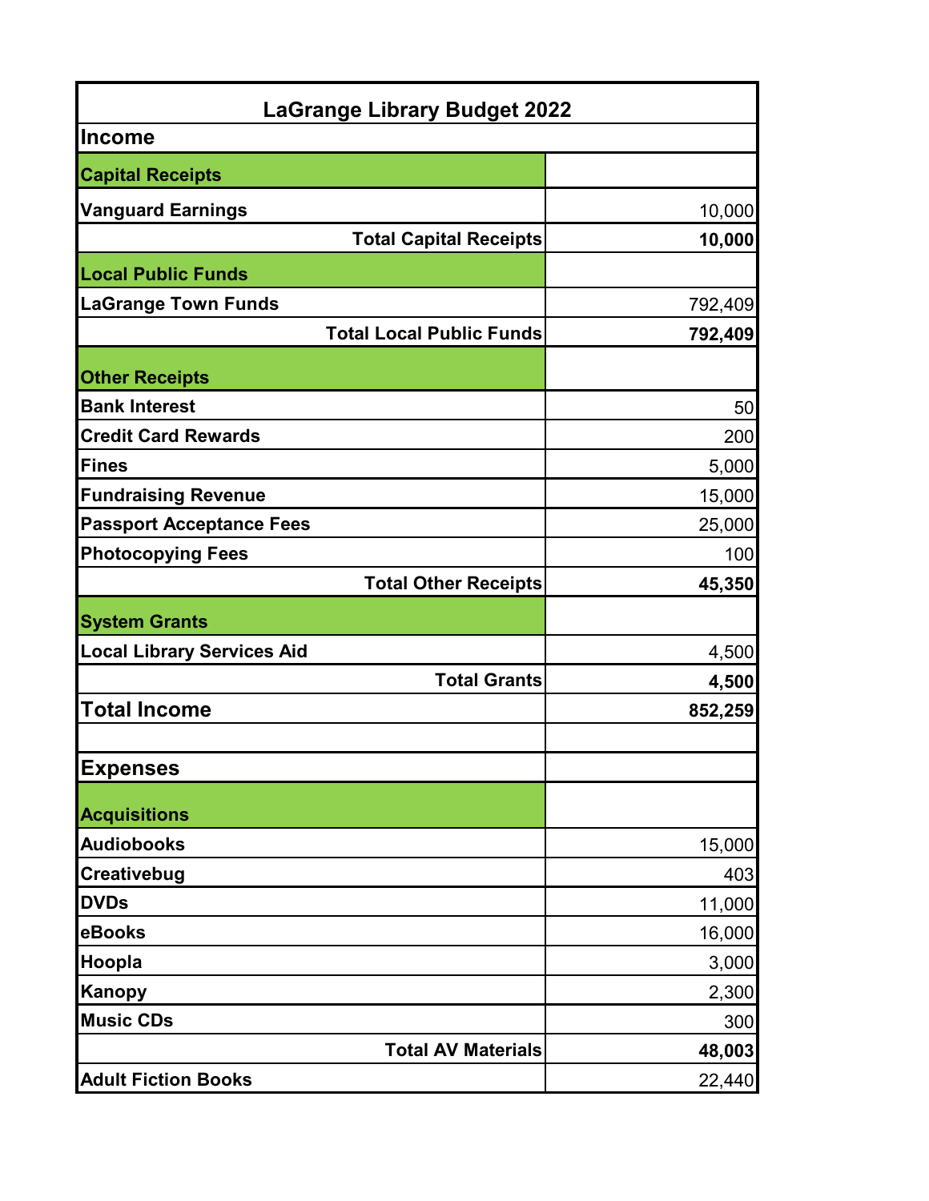| LaGrange Library Budget 2022 | |
| --- | --- |
| **Income** | |
| **Capital Receipts** | |
| **Vanguard Earnings** | 10,000 |
| **Total Capital Receipts** | **10,000** |
| **Local Public Funds** | |
| **LaGrange Town Funds** | 792,409 |
| **Total Local Public Funds** | **792,409** |
| **Other Receipts** | |
| **Bank Interest** | 50 |
| **Credit Card Rewards** | 200 |
| **Fines** | 5,000 |
| **Fundraising Revenue** | 15,000 |
| **Passport Acceptance Fees** | 25,000 |
| **Photocopying Fees** | 100 |
| **Total Other Receipts** | **45,350** |
| **System Grants** | |
| **Local Library Services Aid** | 4,500 |
| **Total Grants** | **4,500** |
| **Total Income** | **852,259** |
| | |
| **Expenses** | |
| **Acquisitions** | |
| **Audiobooks** | 15,000 |
| **Creativebug** | 403 |
| **DVDs** | 11,000 |
| **eBooks** | 16,000 |
| **Hoopla** | 3,000 |
| **Kanopy** | 2,300 |
| **Music CDs** | 300 |
| **Total AV Materials** | **48,003** |
| **Adult Fiction Books** | 22,440 |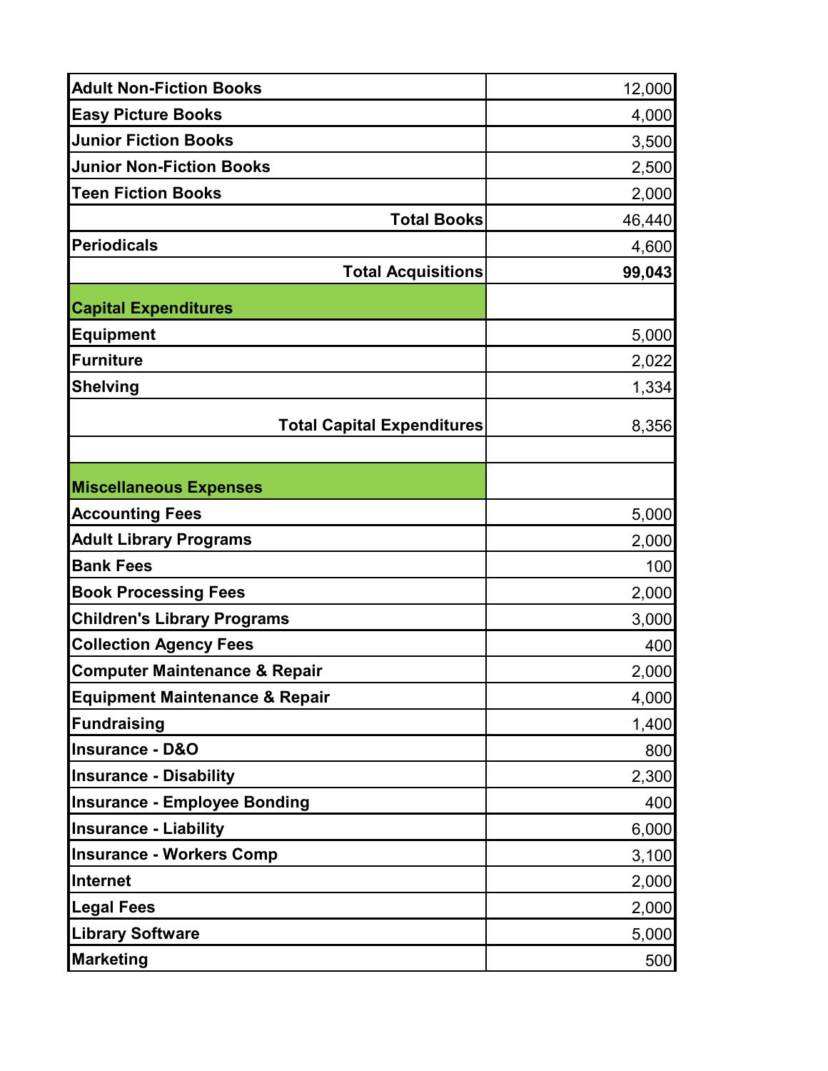| | |
|---|---|
| **Adult Non-Fiction Books** | 12,000 |
| **Easy Picture Books** | 4,000 |
| **Junior Fiction Books** | 3,500 |
| **Junior Non-Fiction Books** | 2,500 |
| **Teen Fiction Books** | 2,000 |
| **Total Books** | 46,440 |
| **Periodicals** | 4,600 |
| **Total Acquisitions** | **99,043** |
| **Capital Expenditures** | |
| **Equipment** | 5,000 |
| **Furniture** | 2,022 |
| **Shelving** | 1,334 |
| **Total Capital Expenditures** | 8,356 |
| | |
| **Miscellaneous Expenses** | |
| **Accounting Fees** | 5,000 |
| **Adult Library Programs** | 2,000 |
| **Bank Fees** | 100 |
| **Book Processing Fees** | 2,000 |
| **Children's Library Programs** | 3,000 |
| **Collection Agency Fees** | 400 |
| **Computer Maintenance & Repair** | 2,000 |
| **Equipment Maintenance & Repair** | 4,000 |
| **Fundraising** | 1,400 |
| **Insurance - D&O** | 800 |
| **Insurance - Disability** | 2,300 |
| **Insurance - Employee Bonding** | 400 |
| **Insurance - Liability** | 6,000 |
| **Insurance - Workers Comp** | 3,100 |
| **Internet** | 2,000 |
| **Legal Fees** | 2,000 |
| **Library Software** | 5,000 |
| **Marketing** | 500 |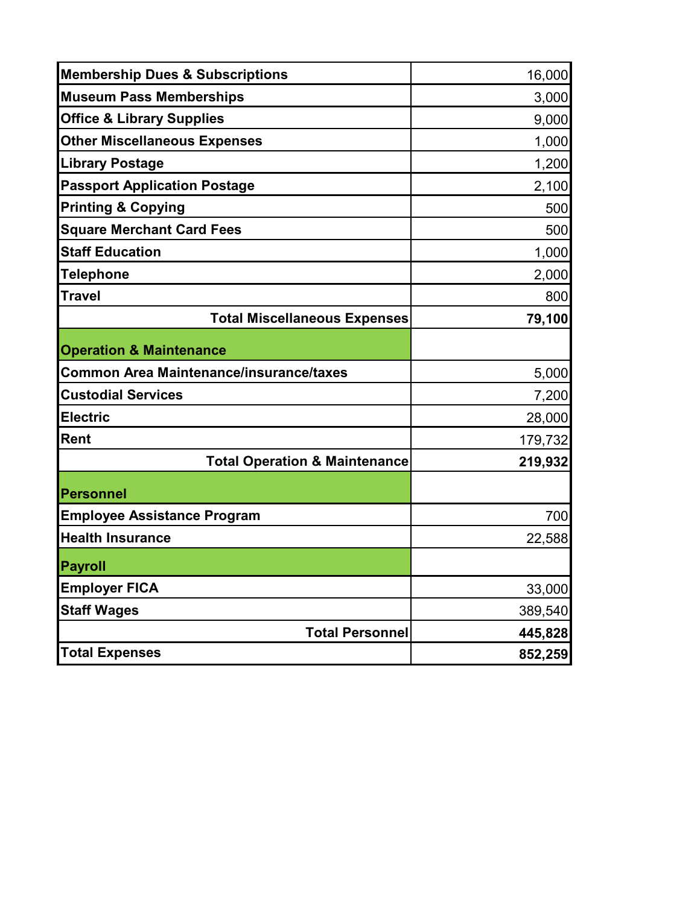| | |
|---|---|
| **Membership Dues & Subscriptions** | 16,000 |
| **Museum Pass Memberships** | 3,000 |
| **Office & Library Supplies** | 9,000 |
| **Other Miscellaneous Expenses** | 1,000 |
| **Library Postage** | 1,200 |
| **Passport Application Postage** | 2,100 |
| **Printing & Copying** | 500 |
| **Square Merchant Card Fees** | 500 |
| **Staff Education** | 1,000 |
| **Telephone** | 2,000 |
| **Travel** | 800 |
| **Total Miscellaneous Expenses** | **79,100** |
| **Operation & Maintenance** | |
| **Common Area Maintenance/insurance/taxes** | 5,000 |
| **Custodial Services** | 7,200 |
| **Electric** | 28,000 |
| **Rent** | 179,732 |
| **Total Operation & Maintenance** | **219,932** |
| **Personnel** | |
| **Employee Assistance Program** | 700 |
| **Health Insurance** | 22,588 |
| **Payroll** | |
| **Employer FICA** | 33,000 |
| **Staff Wages** | 389,540 |
| **Total Personnel** | **445,828** |
| **Total Expenses** | **852,259** |